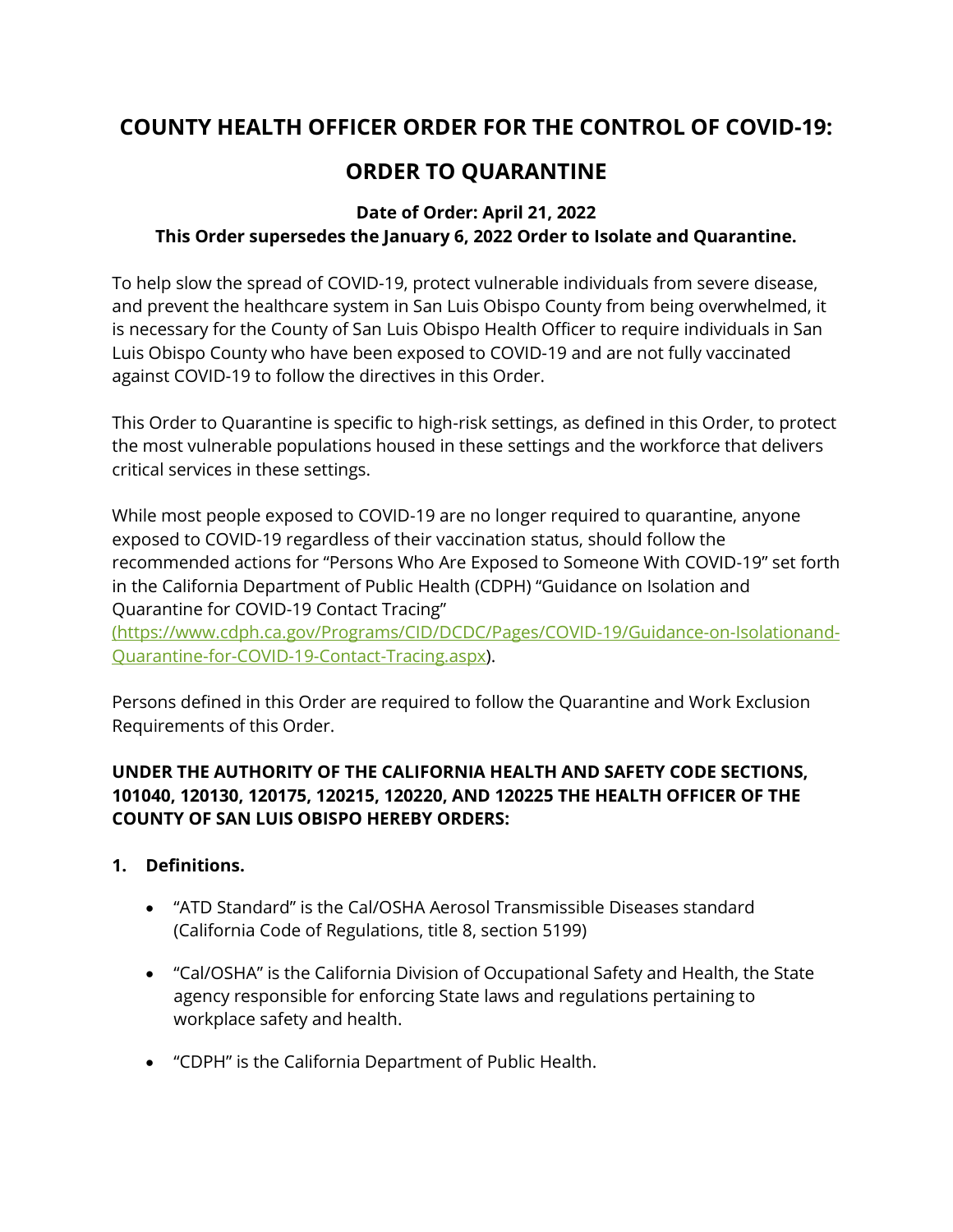# COUNTY HEALTH OFFICER ORDER FOR THE CONTROL OF COVID-19:

# ORDER TO QUARANTINE

**Date of Order: April 21, 2022**
**This Order supersedes the January 6, 2022 Order to Isolate and Quarantine.**

To help slow the spread of COVID-19, protect vulnerable individuals from severe disease, and prevent the healthcare system in San Luis Obispo County from being overwhelmed, it is necessary for the County of San Luis Obispo Health Officer to require individuals in San Luis Obispo County who have been exposed to COVID-19 and are not fully vaccinated against COVID-19 to follow the directives in this Order.

This Order to Quarantine is specific to high-risk settings, as defined in this Order, to protect the most vulnerable populations housed in these settings and the workforce that delivers critical services in these settings.

While most people exposed to COVID-19 are no longer required to quarantine, anyone exposed to COVID-19 regardless of their vaccination status, should follow the recommended actions for "Persons Who Are Exposed to Someone With COVID-19" set forth in the California Department of Public Health (CDPH) "Guidance on Isolation and Quarantine for COVID-19 Contact Tracing" (https://www.cdph.ca.gov/Programs/CID/DCDC/Pages/COVID-19/Guidance-on-Isolationand-Quarantine-for-COVID-19-Contact-Tracing.aspx).

Persons defined in this Order are required to follow the Quarantine and Work Exclusion Requirements of this Order.

**UNDER THE AUTHORITY OF THE CALIFORNIA HEALTH AND SAFETY CODE SECTIONS, 101040, 120130, 120175, 120215, 120220, AND 120225 THE HEALTH OFFICER OF THE COUNTY OF SAN LUIS OBISPO HEREBY ORDERS:**

1. **Definitions.**

   - "ATD Standard" is the Cal/OSHA Aerosol Transmissible Diseases standard (California Code of Regulations, title 8, section 5199)
   - "Cal/OSHA" is the California Division of Occupational Safety and Health, the State agency responsible for enforcing State laws and regulations pertaining to workplace safety and health.
   - "CDPH" is the California Department of Public Health.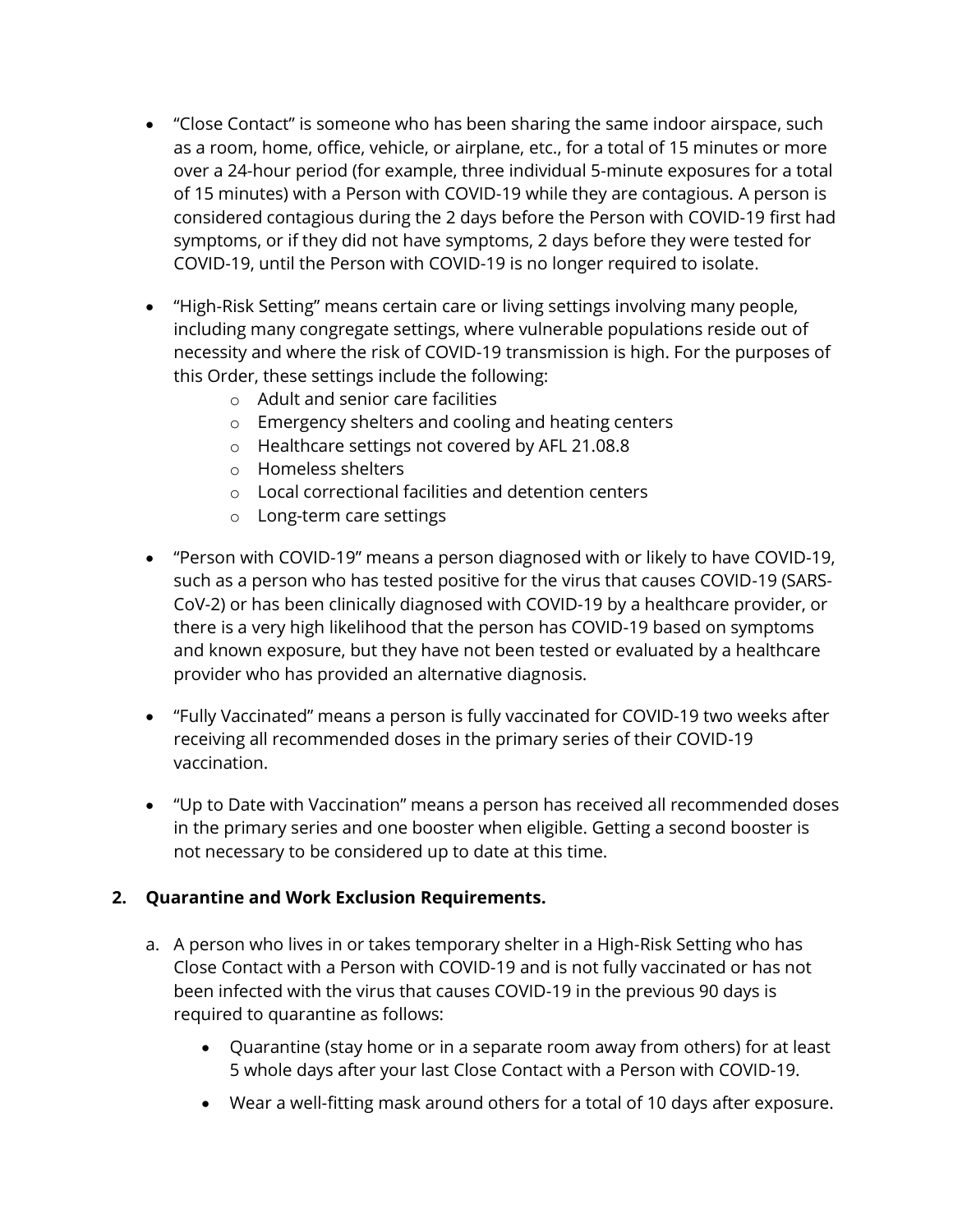- "Close Contact" is someone who has been sharing the same indoor airspace, such as a room, home, office, vehicle, or airplane, etc., for a total of 15 minutes or more over a 24-hour period (for example, three individual 5-minute exposures for a total of 15 minutes) with a Person with COVID-19 while they are contagious. A person is considered contagious during the 2 days before the Person with COVID-19 first had symptoms, or if they did not have symptoms, 2 days before they were tested for COVID-19, until the Person with COVID-19 is no longer required to isolate.

- "High-Risk Setting" means certain care or living settings involving many people, including many congregate settings, where vulnerable populations reside out of necessity and where the risk of COVID-19 transmission is high. For the purposes of this Order, these settings include the following:
  - Adult and senior care facilities
  - Emergency shelters and cooling and heating centers
  - Healthcare settings not covered by AFL 21.08.8
  - Homeless shelters
  - Local correctional facilities and detention centers
  - Long-term care settings

- "Person with COVID-19" means a person diagnosed with or likely to have COVID-19, such as a person who has tested positive for the virus that causes COVID-19 (SARS-CoV-2) or has been clinically diagnosed with COVID-19 by a healthcare provider, or there is a very high likelihood that the person has COVID-19 based on symptoms and known exposure, but they have not been tested or evaluated by a healthcare provider who has provided an alternative diagnosis.

- "Fully Vaccinated" means a person is fully vaccinated for COVID-19 two weeks after receiving all recommended doses in the primary series of their COVID-19 vaccination.

- "Up to Date with Vaccination" means a person has received all recommended doses in the primary series and one booster when eligible. Getting a second booster is not necessary to be considered up to date at this time.

## 2. Quarantine and Work Exclusion Requirements.

a. A person who lives in or takes temporary shelter in a High-Risk Setting who has Close Contact with a Person with COVID-19 and is not fully vaccinated or has not been infected with the virus that causes COVID-19 in the previous 90 days is required to quarantine as follows:

   - Quarantine (stay home or in a separate room away from others) for at least 5 whole days after your last Close Contact with a Person with COVID-19.
   - Wear a well-fitting mask around others for a total of 10 days after exposure.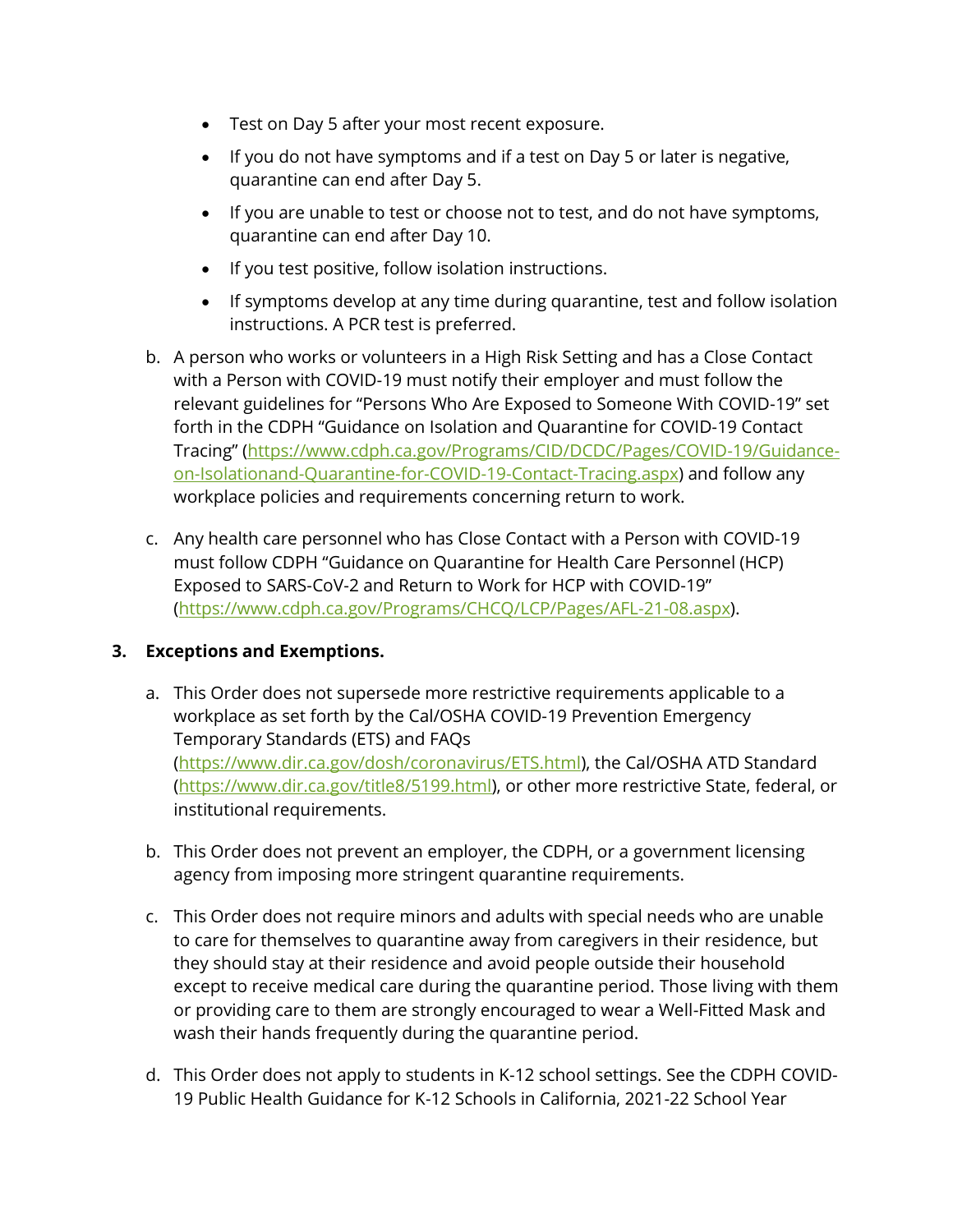- Test on Day 5 after your most recent exposure.
- If you do not have symptoms and if a test on Day 5 or later is negative, quarantine can end after Day 5.
- If you are unable to test or choose not to test, and do not have symptoms, quarantine can end after Day 10.
- If you test positive, follow isolation instructions.
- If symptoms develop at any time during quarantine, test and follow isolation instructions. A PCR test is preferred.

b. A person who works or volunteers in a High Risk Setting and has a Close Contact with a Person with COVID-19 must notify their employer and must follow the relevant guidelines for "Persons Who Are Exposed to Someone With COVID-19" set forth in the CDPH "Guidance on Isolation and Quarantine for COVID-19 Contact Tracing" (https://www.cdph.ca.gov/Programs/CID/DCDC/Pages/COVID-19/Guidance-on-Isolationand-Quarantine-for-COVID-19-Contact-Tracing.aspx) and follow any workplace policies and requirements concerning return to work.

c. Any health care personnel who has Close Contact with a Person with COVID-19 must follow CDPH "Guidance on Quarantine for Health Care Personnel (HCP) Exposed to SARS-CoV-2 and Return to Work for HCP with COVID-19" (https://www.cdph.ca.gov/Programs/CHCQ/LCP/Pages/AFL-21-08.aspx).

## 3. Exceptions and Exemptions.

a. This Order does not supersede more restrictive requirements applicable to a workplace as set forth by the Cal/OSHA COVID-19 Prevention Emergency Temporary Standards (ETS) and FAQs (https://www.dir.ca.gov/dosh/coronavirus/ETS.html), the Cal/OSHA ATD Standard (https://www.dir.ca.gov/title8/5199.html), or other more restrictive State, federal, or institutional requirements.

b. This Order does not prevent an employer, the CDPH, or a government licensing agency from imposing more stringent quarantine requirements.

c. This Order does not require minors and adults with special needs who are unable to care for themselves to quarantine away from caregivers in their residence, but they should stay at their residence and avoid people outside their household except to receive medical care during the quarantine period. Those living with them or providing care to them are strongly encouraged to wear a Well-Fitted Mask and wash their hands frequently during the quarantine period.

d. This Order does not apply to students in K-12 school settings. See the CDPH COVID-19 Public Health Guidance for K-12 Schools in California, 2021-22 School Year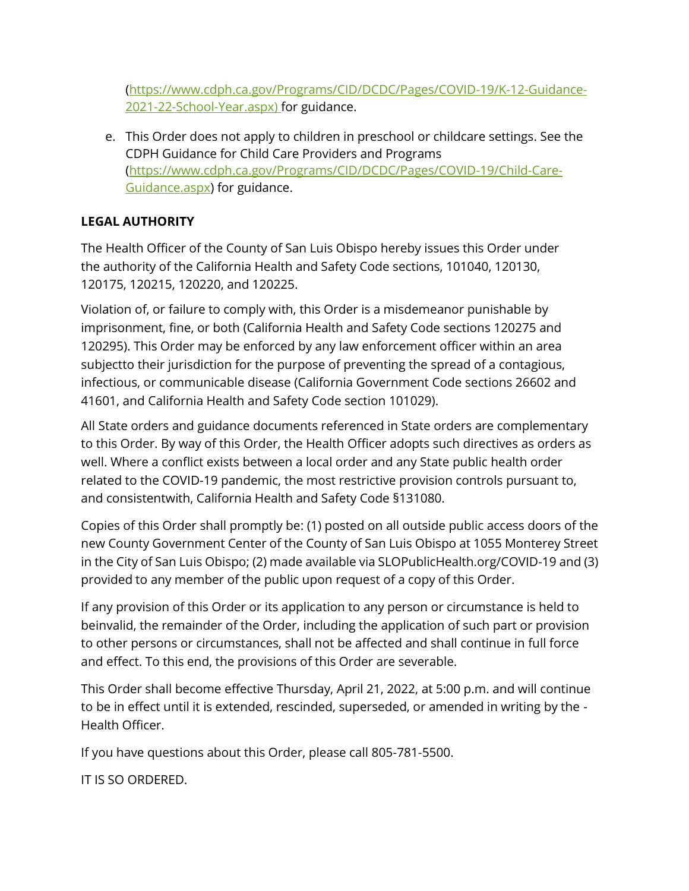(https://www.cdph.ca.gov/Programs/CID/DCDC/Pages/COVID-19/K-12-Guidance-2021-22-School-Year.aspx) for guidance.

e. This Order does not apply to children in preschool or childcare settings. See the CDPH Guidance for Child Care Providers and Programs (https://www.cdph.ca.gov/Programs/CID/DCDC/Pages/COVID-19/Child-Care-Guidance.aspx) for guidance.

**LEGAL AUTHORITY**

The Health Officer of the County of San Luis Obispo hereby issues this Order under the authority of the California Health and Safety Code sections, 101040, 120130, 120175, 120215, 120220, and 120225.

Violation of, or failure to comply with, this Order is a misdemeanor punishable by imprisonment, fine, or both (California Health and Safety Code sections 120275 and 120295). This Order may be enforced by any law enforcement officer within an area subjectto their jurisdiction for the purpose of preventing the spread of a contagious, infectious, or communicable disease (California Government Code sections 26602 and 41601, and California Health and Safety Code section 101029).

All State orders and guidance documents referenced in State orders are complementary to this Order. By way of this Order, the Health Officer adopts such directives as orders as well. Where a conflict exists between a local order and any State public health order related to the COVID-19 pandemic, the most restrictive provision controls pursuant to, and consistentwith, California Health and Safety Code §131080.

Copies of this Order shall promptly be: (1) posted on all outside public access doors of the new County Government Center of the County of San Luis Obispo at 1055 Monterey Street in the City of San Luis Obispo; (2) made available via SLOPublicHealth.org/COVID-19 and (3) provided to any member of the public upon request of a copy of this Order.

If any provision of this Order or its application to any person or circumstance is held to beinvalid, the remainder of the Order, including the application of such part or provision to other persons or circumstances, shall not be affected and shall continue in full force and effect. To this end, the provisions of this Order are severable.

This Order shall become effective Thursday, April 21, 2022, at 5:00 p.m. and will continue to be in effect until it is extended, rescinded, superseded, or amended in writing by the -Health Officer.

If you have questions about this Order, please call 805-781-5500.

IT IS SO ORDERED.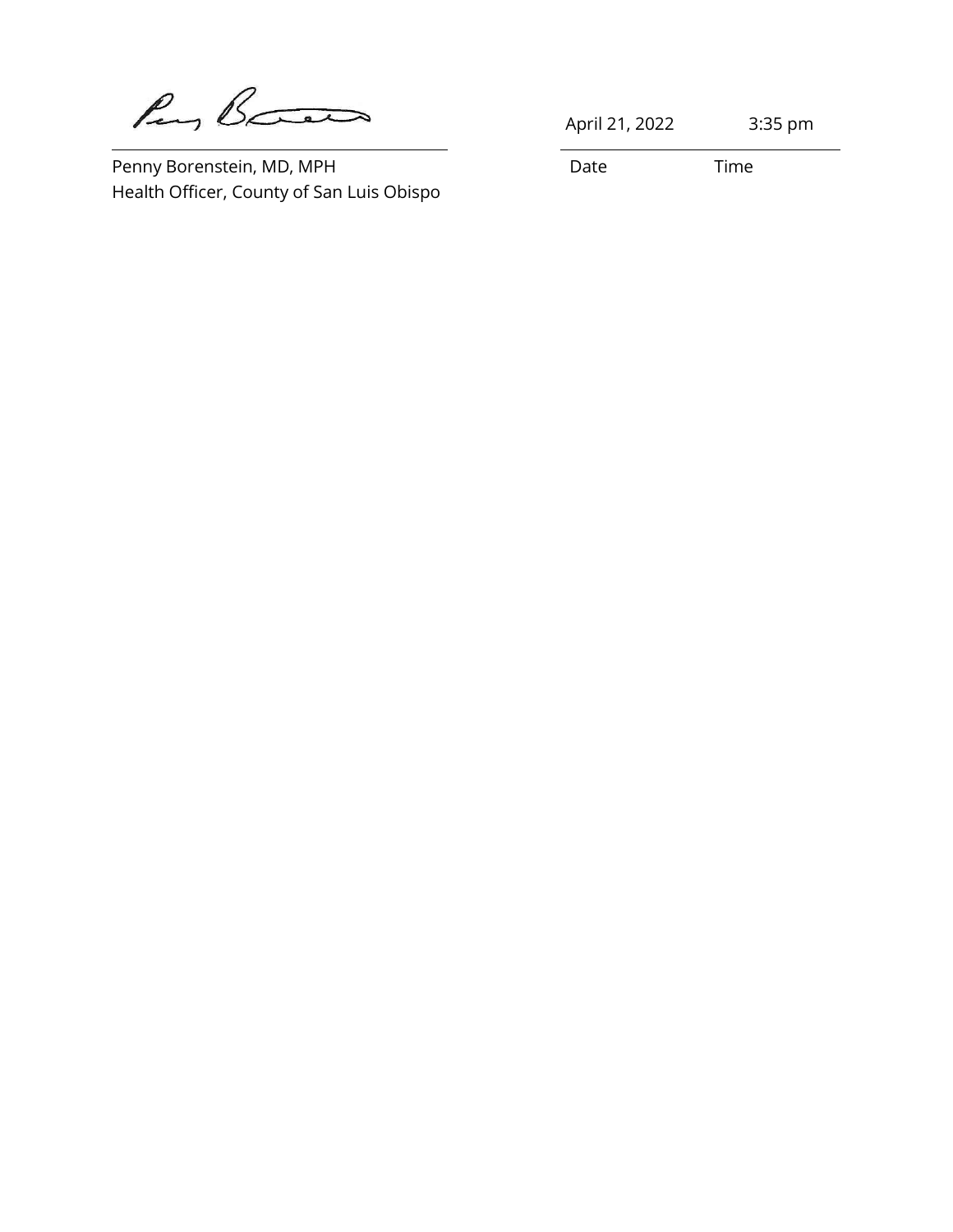Penny Borenstein, MD, MPH
Health Officer, County of San Luis Obispo

April 21, 2022 3:35 pm

Date Time